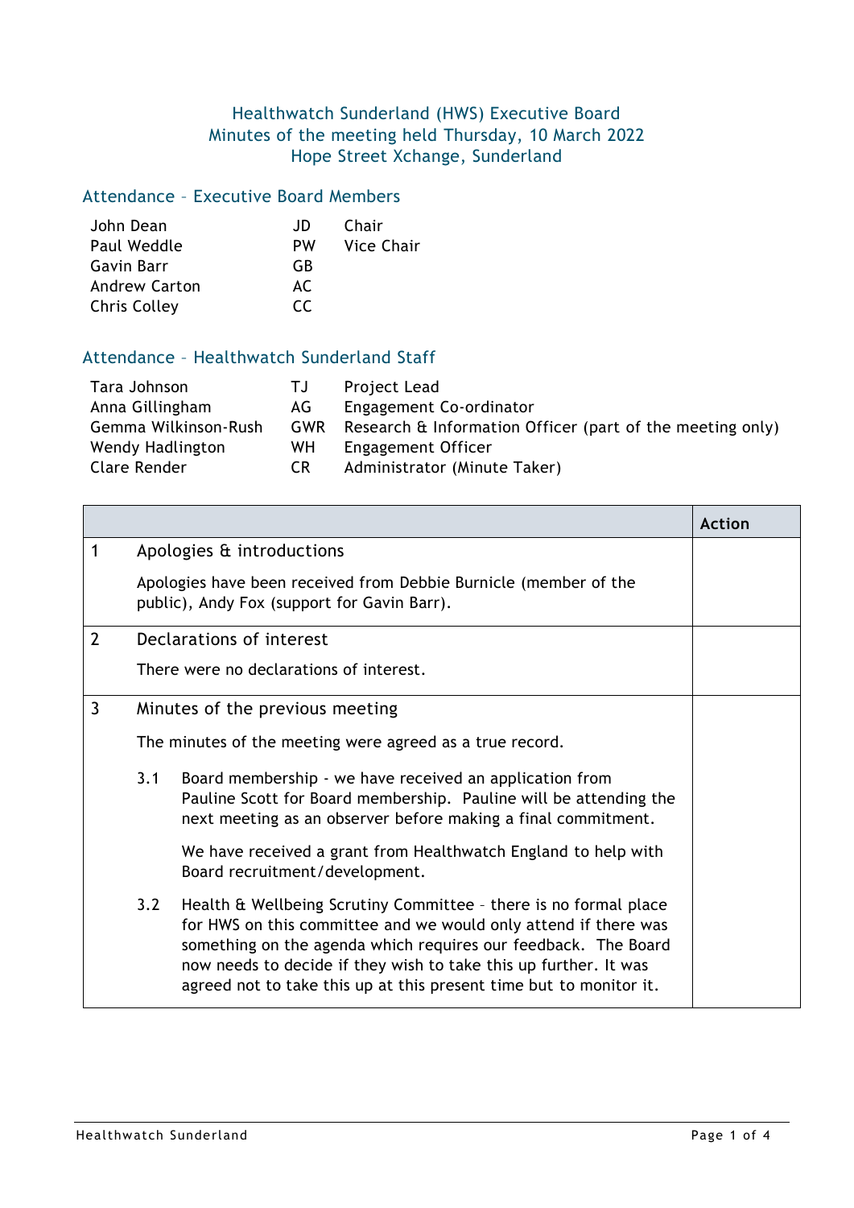# Healthwatch Sunderland (HWS) Executive Board
## Minutes of the meeting held Thursday, 10 March 2022
## Hope Street Xchange, Sunderland

### Attendance – Executive Board Members

| | | |
|---|---|---|
| John Dean | JD | Chair |
| Paul Weddle | PW | Vice Chair |
| Gavin Barr | GB | |
| Andrew Carton | AC | |
| Chris Colley | CC | |

### Attendance – Healthwatch Sunderland Staff

| | | |
|---|---|---|
| Tara Johnson | TJ | Project Lead |
| Anna Gillingham | AG | Engagement Co-ordinator |
| Gemma Wilkinson-Rush | GWR | Research & Information Officer (part of the meeting only) |
| Wendy Hadlington | WH | Engagement Officer |
| Clare Render | CR | Administrator (Minute Taker) |

| | | Action |
|---|---|---|
| 1 | **Apologies & introductions**<br><br>Apologies have been received from Debbie Burnicle (member of the public), Andy Fox (support for Gavin Barr). | |
| 2 | **Declarations of interest**<br><br>There were no declarations of interest. | |
| 3 | **Minutes of the previous meeting**<br><br>The minutes of the meeting were agreed as a true record.<br><br>3.1 Board membership - we have received an application from Pauline Scott for Board membership. Pauline will be attending the next meeting as an observer before making a final commitment.<br><br>We have received a grant from Healthwatch England to help with Board recruitment/development.<br><br>3.2 Health & Wellbeing Scrutiny Committee – there is no formal place for HWS on this committee and we would only attend if there was something on the agenda which requires our feedback. The Board now needs to decide if they wish to take this up further. It was agreed not to take this up at this present time but to monitor it. | |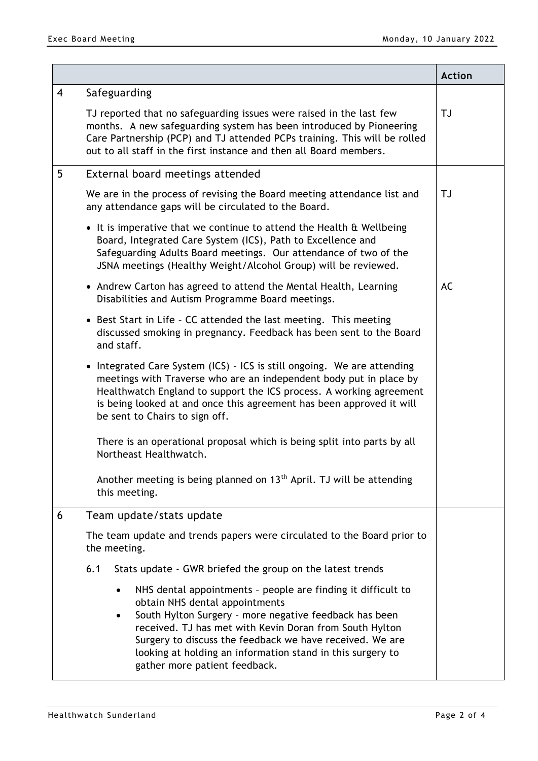| | | Action |
|---|---|---|
| 4 | Safeguarding<br><br>TJ reported that no safeguarding issues were raised in the last few months. A new safeguarding system has been introduced by Pioneering Care Partnership (PCP) and TJ attended PCPs training. This will be rolled out to all staff in the first instance and then all Board members. | TJ |
| 5 | External board meetings attended<br><br>We are in the process of revising the Board meeting attendance list and any attendance gaps will be circulated to the Board.<br><br>• It is imperative that we continue to attend the Health & Wellbeing Board, Integrated Care System (ICS), Path to Excellence and Safeguarding Adults Board meetings. Our attendance of two of the JSNA meetings (Healthy Weight/Alcohol Group) will be reviewed.<br><br>• Andrew Carton has agreed to attend the Mental Health, Learning Disabilities and Autism Programme Board meetings.<br><br>• Best Start in Life – CC attended the last meeting. This meeting discussed smoking in pregnancy. Feedback has been sent to the Board and staff.<br><br>• Integrated Care System (ICS) – ICS is still ongoing. We are attending meetings with Traverse who are an independent body put in place by Healthwatch England to support the ICS process. A working agreement is being looked at and once this agreement has been approved it will be sent to Chairs to sign off.<br><br>There is an operational proposal which is being split into parts by all Northeast Healthwatch.<br><br>Another meeting is being planned on 13th April. TJ will be attending this meeting. | TJ<br><br><br><br><br><br>AC |
| 6 | Team update/stats update<br><br>The team update and trends papers were circulated to the Board prior to the meeting.<br><br>6.1 Stats update - GWR briefed the group on the latest trends<br><br>• NHS dental appointments – people are finding it difficult to obtain NHS dental appointments<br>• South Hylton Surgery – more negative feedback has been received. TJ has met with Kevin Doran from South Hylton Surgery to discuss the feedback we have received. We are looking at holding an information stand in this surgery to gather more patient feedback. | |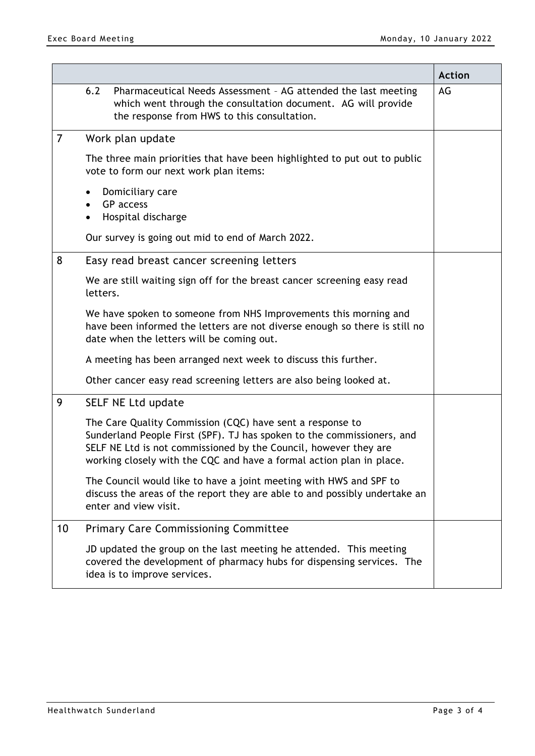| | | Action |
|---|---|---|
| | 6.2 Pharmaceutical Needs Assessment – AG attended the last meeting which went through the consultation document. AG will provide the response from HWS to this consultation. | AG |
| 7 | **Work plan update**<br><br>The three main priorities that have been highlighted to put out to public vote to form our next work plan items:<br><br>• Domiciliary care<br>• GP access<br>• Hospital discharge<br><br>Our survey is going out mid to end of March 2022. | |
| 8 | **Easy read breast cancer screening letters**<br><br>We are still waiting sign off for the breast cancer screening easy read letters.<br><br>We have spoken to someone from NHS Improvements this morning and have been informed the letters are not diverse enough so there is still no date when the letters will be coming out.<br><br>A meeting has been arranged next week to discuss this further.<br><br>Other cancer easy read screening letters are also being looked at. | |
| 9 | **SELF NE Ltd update**<br><br>The Care Quality Commission (CQC) have sent a response to Sunderland People First (SPF). TJ has spoken to the commissioners, and SELF NE Ltd is not commissioned by the Council, however they are working closely with the CQC and have a formal action plan in place.<br><br>The Council would like to have a joint meeting with HWS and SPF to discuss the areas of the report they are able to and possibly undertake an enter and view visit. | |
| 10 | **Primary Care Commissioning Committee**<br><br>JD updated the group on the last meeting he attended. This meeting covered the development of pharmacy hubs for dispensing services. The idea is to improve services. | |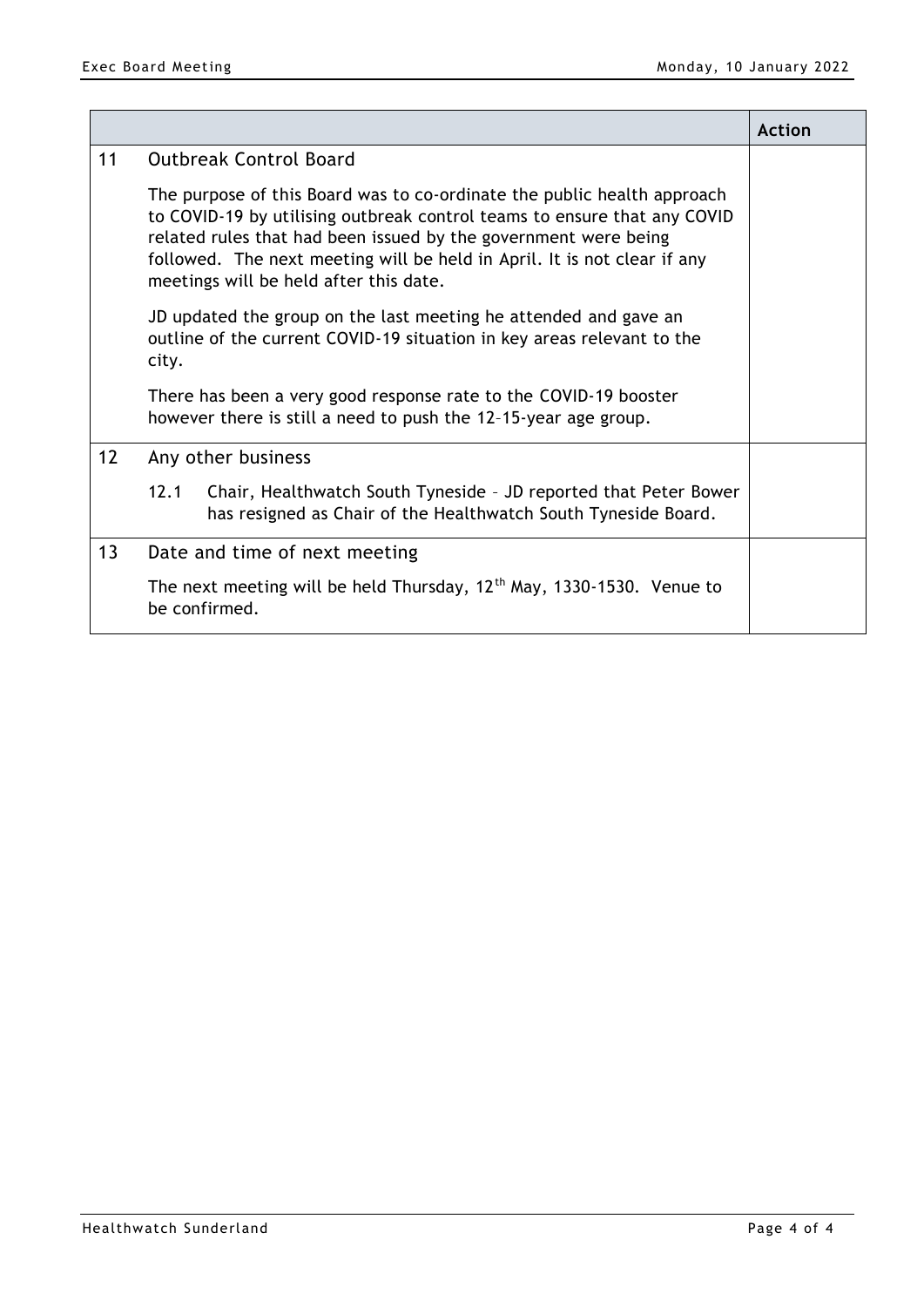| | | Action |
|---|---|---|
| 11 | Outbreak Control Board<br><br>The purpose of this Board was to co-ordinate the public health approach to COVID-19 by utilising outbreak control teams to ensure that any COVID related rules that had been issued by the government were being followed. The next meeting will be held in April. It is not clear if any meetings will be held after this date.<br><br>JD updated the group on the last meeting he attended and gave an outline of the current COVID-19 situation in key areas relevant to the city.<br><br>There has been a very good response rate to the COVID-19 booster however there is still a need to push the 12–15-year age group. | |
| 12 | Any other business<br><br>12.1 Chair, Healthwatch South Tyneside – JD reported that Peter Bower has resigned as Chair of the Healthwatch South Tyneside Board. | |
| 13 | Date and time of next meeting<br><br>The next meeting will be held Thursday, 12th May, 1330-1530. Venue to be confirmed. | |